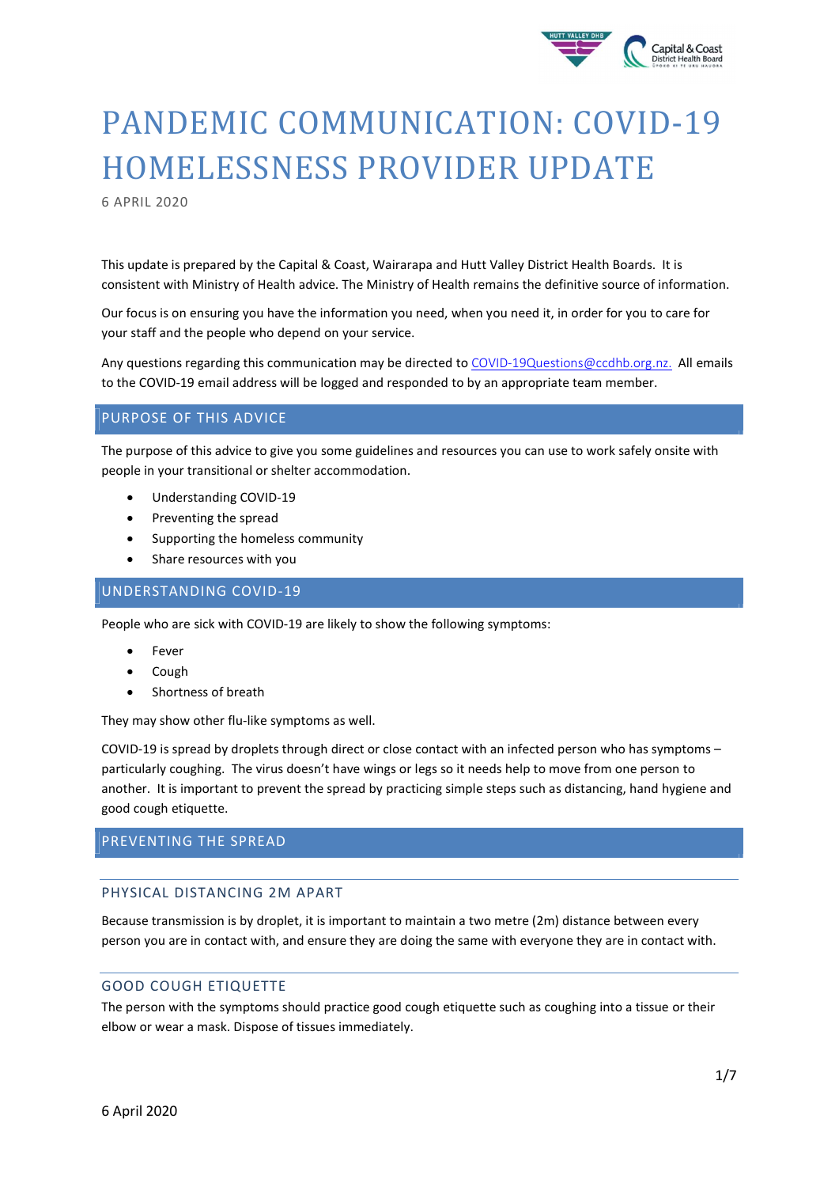# PANDEMIC COMMUNICATION: COVID-19 HOMELESSNESS PROVIDER UPDATE

6 APRIL 2020

This update is prepared by the Capital & Coast, Wairarapa and Hutt Valley District Health Boards. It is consistent with Ministry of Health advice. The Ministry of Health remains the definitive source of information.

Our focus is on ensuring you have the information you need, when you need it, in order for you to care for your staff and the people who depend on your service.

Any questions regarding this communication may be directed to COVID-19Questions@ccdhb.org.nz. All emails to the COVID-19 email address will be logged and responded to by an appropriate team member.

## PURPOSE OF THIS ADVICE

The purpose of this advice to give you some guidelines and resources you can use to work safely onsite with people in your transitional or shelter accommodation.

- Understanding COVID-19
- Preventing the spread
- Supporting the homeless community
- Share resources with you

## UNDERSTANDING COVID-19

People who are sick with COVID-19 are likely to show the following symptoms:

- Fever
- Cough
- Shortness of breath

They may show other flu-like symptoms as well.

COVID-19 is spread by droplets through direct or close contact with an infected person who has symptoms – particularly coughing. The virus doesn't have wings or legs so it needs help to move from one person to another. It is important to prevent the spread by practicing simple steps such as distancing, hand hygiene and good cough etiquette.

## PREVENTING THE SPREAD

### PHYSICAL DISTANCING 2M APART

Because transmission is by droplet, it is important to maintain a two metre (2m) distance between every person you are in contact with, and ensure they are doing the same with everyone they are in contact with.

### GOOD COUGH ETIQUETTE

The person with the symptoms should practice good cough etiquette such as coughing into a tissue or their elbow or wear a mask. Dispose of tissues immediately.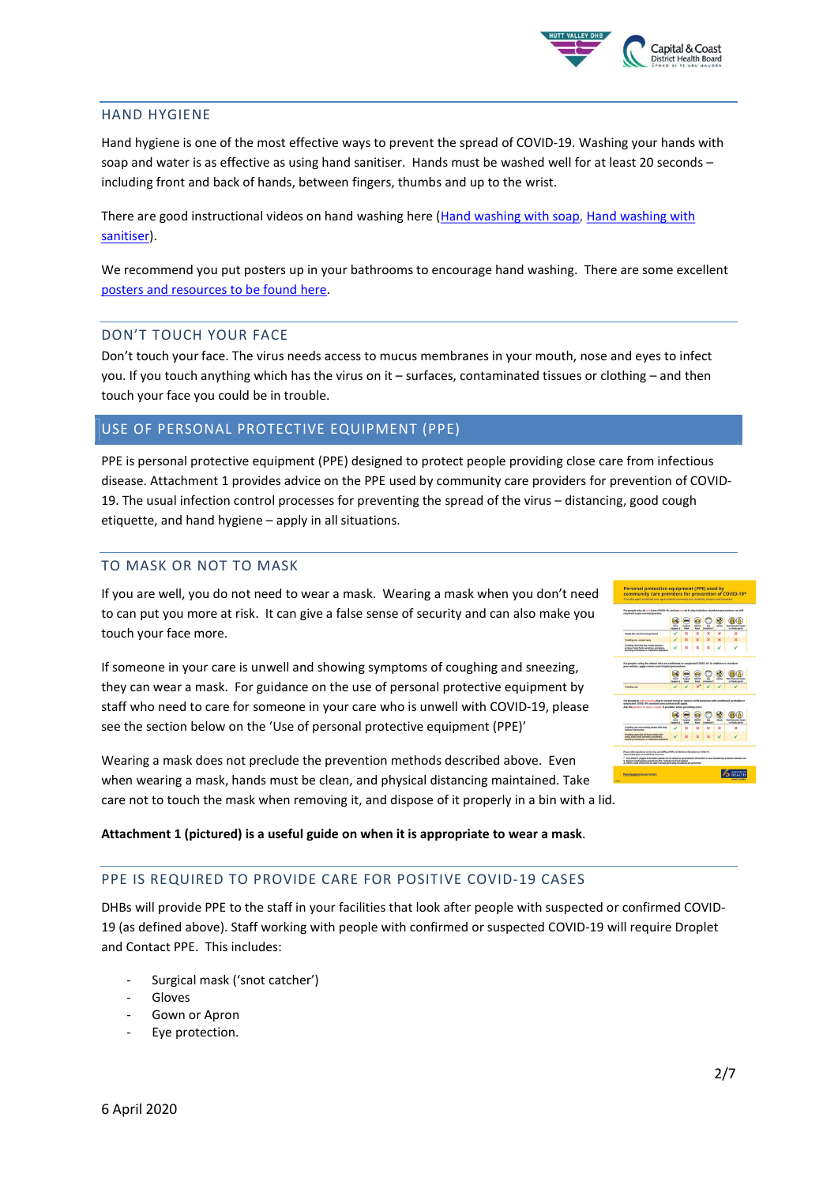## HAND HYGIENE

Hand hygiene is one of the most effective ways to prevent the spread of COVID-19. Washing your hands with soap and water is as effective as using hand sanitiser. Hands must be washed well for at least 20 seconds – including front and back of hands, between fingers, thumbs and up to the wrist.

There are good instructional videos on hand washing here (Hand washing with soap, Hand washing with sanitiser).

We recommend you put posters up in your bathrooms to encourage hand washing. There are some excellent posters and resources to be found here.

## DON'T TOUCH YOUR FACE

Don't touch your face. The virus needs access to mucus membranes in your mouth, nose and eyes to infect you. If you touch anything which has the virus on it – surfaces, contaminated tissues or clothing – and then touch your face you could be in trouble.

# USE OF PERSONAL PROTECTIVE EQUIPMENT (PPE)

PPE is personal protective equipment (PPE) designed to protect people providing close care from infectious disease. Attachment 1 provides advice on the PPE used by community care providers for prevention of COVID-19. The usual infection control processes for preventing the spread of the virus – distancing, good cough etiquette, and hand hygiene – apply in all situations.

## TO MASK OR NOT TO MASK

If you are well, you do not need to wear a mask. Wearing a mask when you don't need to can put you more at risk. It can give a false sense of security and can also make you touch your face more.

If someone in your care is unwell and showing symptoms of coughing and sneezing, they can wear a mask. For guidance on the use of personal protective equipment by staff who need to care for someone in your care who is unwell with COVID-19, please see the section below on the 'Use of personal protective equipment (PPE)'

Wearing a mask does not preclude the prevention methods described above. Even when wearing a mask, hands must be clean, and physical distancing maintained. Take care not to touch the mask when removing it, and dispose of it properly in a bin with a lid.

**Attachment 1 (pictured) is a useful guide on when it is appropriate to wear a mask.**

## PPE IS REQUIRED TO PROVIDE CARE FOR POSITIVE COVID-19 CASES

DHBs will provide PPE to the staff in your facilities that look after people with suspected or confirmed COVID-19 (as defined above). Staff working with people with confirmed or suspected COVID-19 will require Droplet and Contact PPE. This includes:

- Surgical mask ('snot catcher')
- Gloves
- Gown or Apron
- Eye protection.

6 April 2020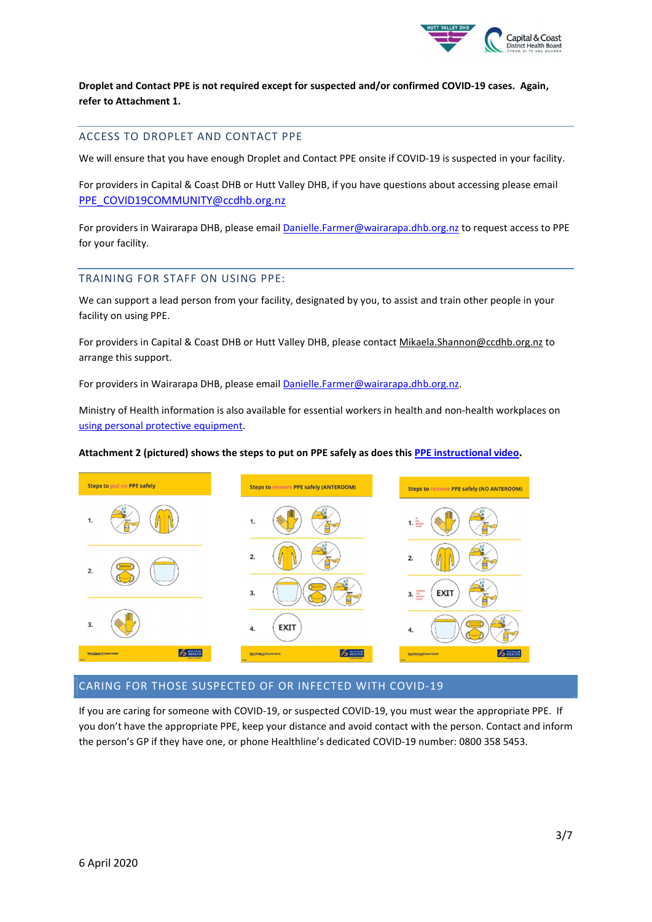**Droplet and Contact PPE is not required except for suspected and/or confirmed COVID-19 cases. Again, refer to Attachment 1.**

## ACCESS TO DROPLET AND CONTACT PPE

We will ensure that you have enough Droplet and Contact PPE onsite if COVID-19 is suspected in your facility.

For providers in Capital & Coast DHB or Hutt Valley DHB, if you have questions about accessing please email PPE_COVID19COMMUNITY@ccdhb.org.nz

For providers in Wairarapa DHB, please email Danielle.Farmer@wairarapa.dhb.org.nz to request access to PPE for your facility.

## TRAINING FOR STAFF ON USING PPE:

We can support a lead person from your facility, designated by you, to assist and train other people in your facility on using PPE.

For providers in Capital & Coast DHB or Hutt Valley DHB, please contact Mikaela.Shannon@ccdhb.org.nz to arrange this support.

For providers in Wairarapa DHB, please email Danielle.Farmer@wairarapa.dhb.org.nz.

Ministry of Health information is also available for essential workers in health and non-health workplaces on using personal protective equipment.

**Attachment 2 (pictured) shows the steps to put on PPE safely as does this PPE instructional video.**

## CARING FOR THOSE SUSPECTED OF OR INFECTED WITH COVID-19

If you are caring for someone with COVID-19, or suspected COVID-19, you must wear the appropriate PPE. If you don't have the appropriate PPE, keep your distance and avoid contact with the person. Contact and inform the person's GP if they have one, or phone Healthline's dedicated COVID-19 number: 0800 358 5453.

6 April 2020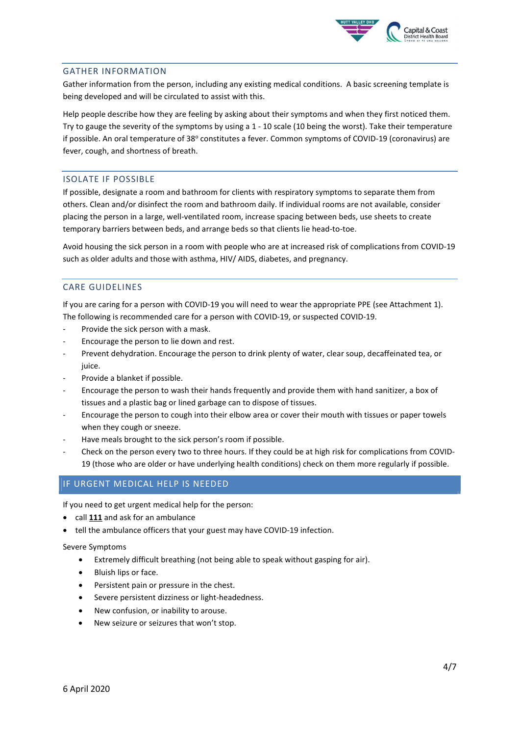## GATHER INFORMATION

Gather information from the person, including any existing medical conditions. A basic screening template is being developed and will be circulated to assist with this.

Help people describe how they are feeling by asking about their symptoms and when they first noticed them. Try to gauge the severity of the symptoms by using a 1 - 10 scale (10 being the worst). Take their temperature if possible. An oral temperature of 38° constitutes a fever. Common symptoms of COVID-19 (coronavirus) are fever, cough, and shortness of breath.

## ISOLATE IF POSSIBLE

If possible, designate a room and bathroom for clients with respiratory symptoms to separate them from others. Clean and/or disinfect the room and bathroom daily. If individual rooms are not available, consider placing the person in a large, well-ventilated room, increase spacing between beds, use sheets to create temporary barriers between beds, and arrange beds so that clients lie head-to-toe.

Avoid housing the sick person in a room with people who are at increased risk of complications from COVID-19 such as older adults and those with asthma, HIV/ AIDS, diabetes, and pregnancy.

## CARE GUIDELINES

If you are caring for a person with COVID-19 you will need to wear the appropriate PPE (see Attachment 1). The following is recommended care for a person with COVID-19, or suspected COVID-19.

- Provide the sick person with a mask.
- Encourage the person to lie down and rest.
- Prevent dehydration. Encourage the person to drink plenty of water, clear soup, decaffeinated tea, or juice.
- Provide a blanket if possible.
- Encourage the person to wash their hands frequently and provide them with hand sanitizer, a box of tissues and a plastic bag or lined garbage can to dispose of tissues.
- Encourage the person to cough into their elbow area or cover their mouth with tissues or paper towels when they cough or sneeze.
- Have meals brought to the sick person's room if possible.
- Check on the person every two to three hours. If they could be at high risk for complications from COVID-19 (those who are older or have underlying health conditions) check on them more regularly if possible.

## IF URGENT MEDICAL HELP IS NEEDED

If you need to get urgent medical help for the person:

- call **111** and ask for an ambulance
- tell the ambulance officers that your guest may have COVID-19 infection.

Severe Symptoms

- Extremely difficult breathing (not being able to speak without gasping for air).
- Bluish lips or face.
- Persistent pain or pressure in the chest.
- Severe persistent dizziness or light-headedness.
- New confusion, or inability to arouse.
- New seizure or seizures that won't stop.

6 April 2020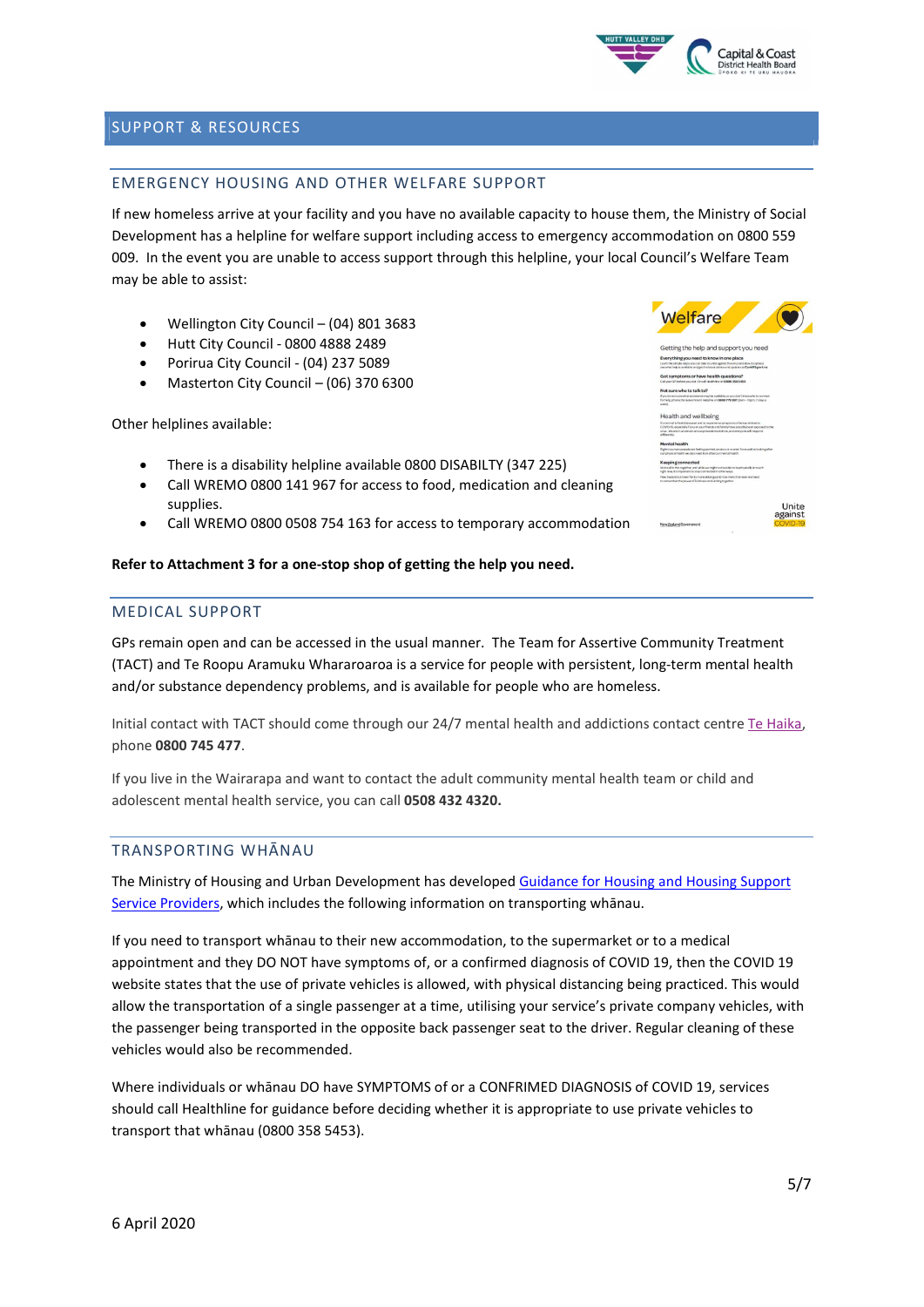## SUPPORT & RESOURCES

### EMERGENCY HOUSING AND OTHER WELFARE SUPPORT

If new homeless arrive at your facility and you have no available capacity to house them, the Ministry of Social Development has a helpline for welfare support including access to emergency accommodation on 0800 559 009. In the event you are unable to access support through this helpline, your local Council's Welfare Team may be able to assist:

- Wellington City Council – (04) 801 3683
- Hutt City Council - 0800 4888 2489
- Porirua City Council - (04) 237 5089
- Masterton City Council – (06) 370 6300

Other helplines available:

- There is a disability helpline available 0800 DISABILTY (347 225)
- Call WREMO 0800 141 967 for access to food, medication and cleaning supplies.
- Call WREMO 0800 0508 754 163 for access to temporary accommodation

**Refer to Attachment 3 for a one-stop shop of getting the help you need.**

### MEDICAL SUPPORT

GPs remain open and can be accessed in the usual manner. The Team for Assertive Community Treatment (TACT) and Te Roopu Aramuku Whararoaroa is a service for people with persistent, long-term mental health and/or substance dependency problems, and is available for people who are homeless.

Initial contact with TACT should come through our 24/7 mental health and addictions contact centre Te Haika, phone **0800 745 477**.

If you live in the Wairarapa and want to contact the adult community mental health team or child and adolescent mental health service, you can call **0508 432 4320.**

### TRANSPORTING WHĀNAU

The Ministry of Housing and Urban Development has developed Guidance for Housing and Housing Support Service Providers, which includes the following information on transporting whānau.

If you need to transport whānau to their new accommodation, to the supermarket or to a medical appointment and they DO NOT have symptoms of, or a confirmed diagnosis of COVID 19, then the COVID 19 website states that the use of private vehicles is allowed, with physical distancing being practiced. This would allow the transportation of a single passenger at a time, utilising your service's private company vehicles, with the passenger being transported in the opposite back passenger seat to the driver. Regular cleaning of these vehicles would also be recommended.

Where individuals or whānau DO have SYMPTOMS of or a CONFIRMED DIAGNOSIS of COVID 19, services should call Healthline for guidance before deciding whether it is appropriate to use private vehicles to transport that whānau (0800 358 5453).

6 April 2020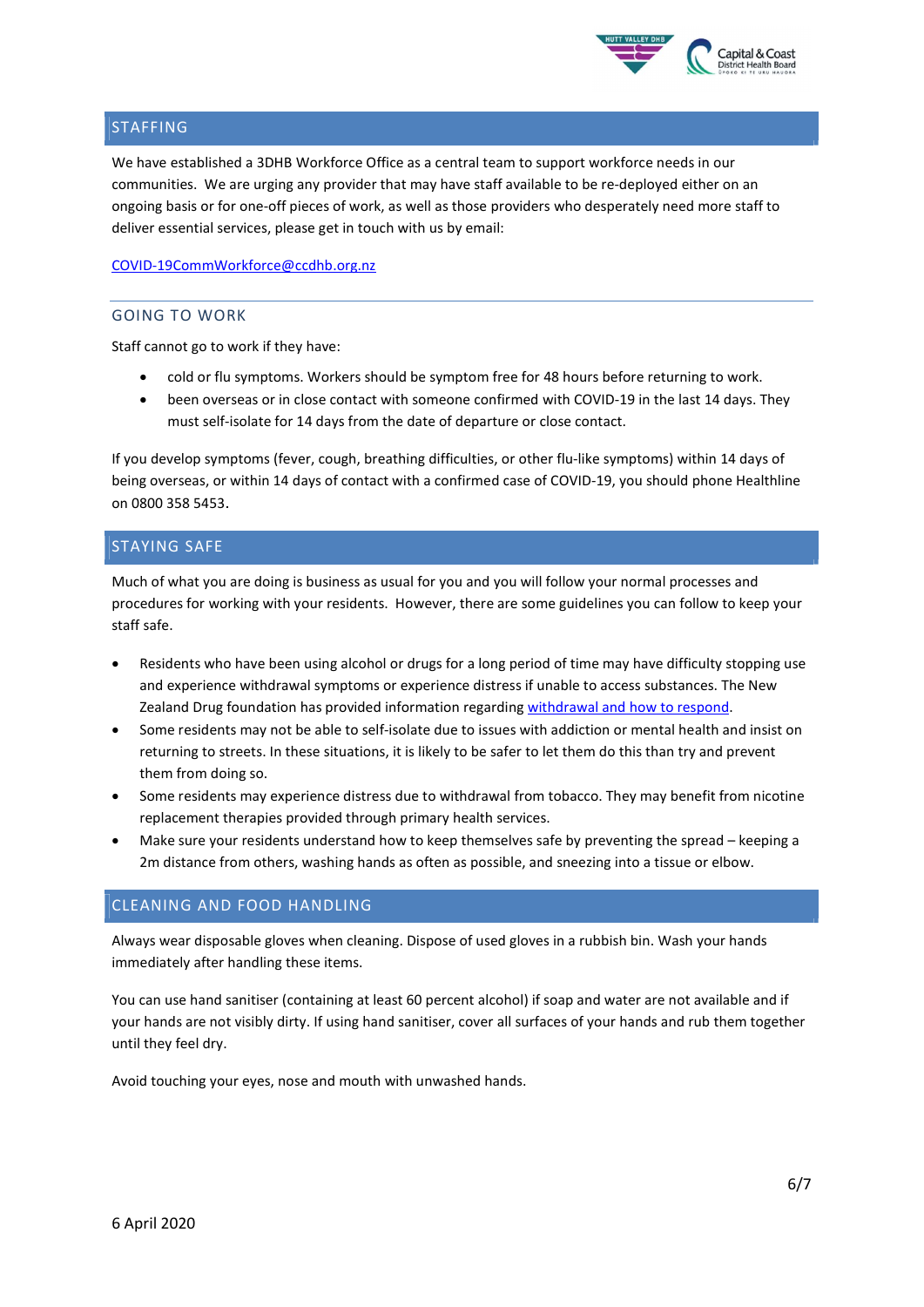## STAFFING

We have established a 3DHB Workforce Office as a central team to support workforce needs in our communities. We are urging any provider that may have staff available to be re-deployed either on an ongoing basis or for one-off pieces of work, as well as those providers who desperately need more staff to deliver essential services, please get in touch with us by email:

COVID-19CommWorkforce@ccdhb.org.nz

### GOING TO WORK

Staff cannot go to work if they have:

- cold or flu symptoms. Workers should be symptom free for 48 hours before returning to work.
- been overseas or in close contact with someone confirmed with COVID-19 in the last 14 days. They must self-isolate for 14 days from the date of departure or close contact.

If you develop symptoms (fever, cough, breathing difficulties, or other flu-like symptoms) within 14 days of being overseas, or within 14 days of contact with a confirmed case of COVID-19, you should phone Healthline on 0800 358 5453.

## STAYING SAFE

Much of what you are doing is business as usual for you and you will follow your normal processes and procedures for working with your residents. However, there are some guidelines you can follow to keep your staff safe.

- Residents who have been using alcohol or drugs for a long period of time may have difficulty stopping use and experience withdrawal symptoms or experience distress if unable to access substances. The New Zealand Drug foundation has provided information regarding withdrawal and how to respond.
- Some residents may not be able to self-isolate due to issues with addiction or mental health and insist on returning to streets. In these situations, it is likely to be safer to let them do this than try and prevent them from doing so.
- Some residents may experience distress due to withdrawal from tobacco. They may benefit from nicotine replacement therapies provided through primary health services.
- Make sure your residents understand how to keep themselves safe by preventing the spread – keeping a 2m distance from others, washing hands as often as possible, and sneezing into a tissue or elbow.

## CLEANING AND FOOD HANDLING

Always wear disposable gloves when cleaning. Dispose of used gloves in a rubbish bin. Wash your hands immediately after handling these items.

You can use hand sanitiser (containing at least 60 percent alcohol) if soap and water are not available and if your hands are not visibly dirty. If using hand sanitiser, cover all surfaces of your hands and rub them together until they feel dry.

Avoid touching your eyes, nose and mouth with unwashed hands.

6 April 2020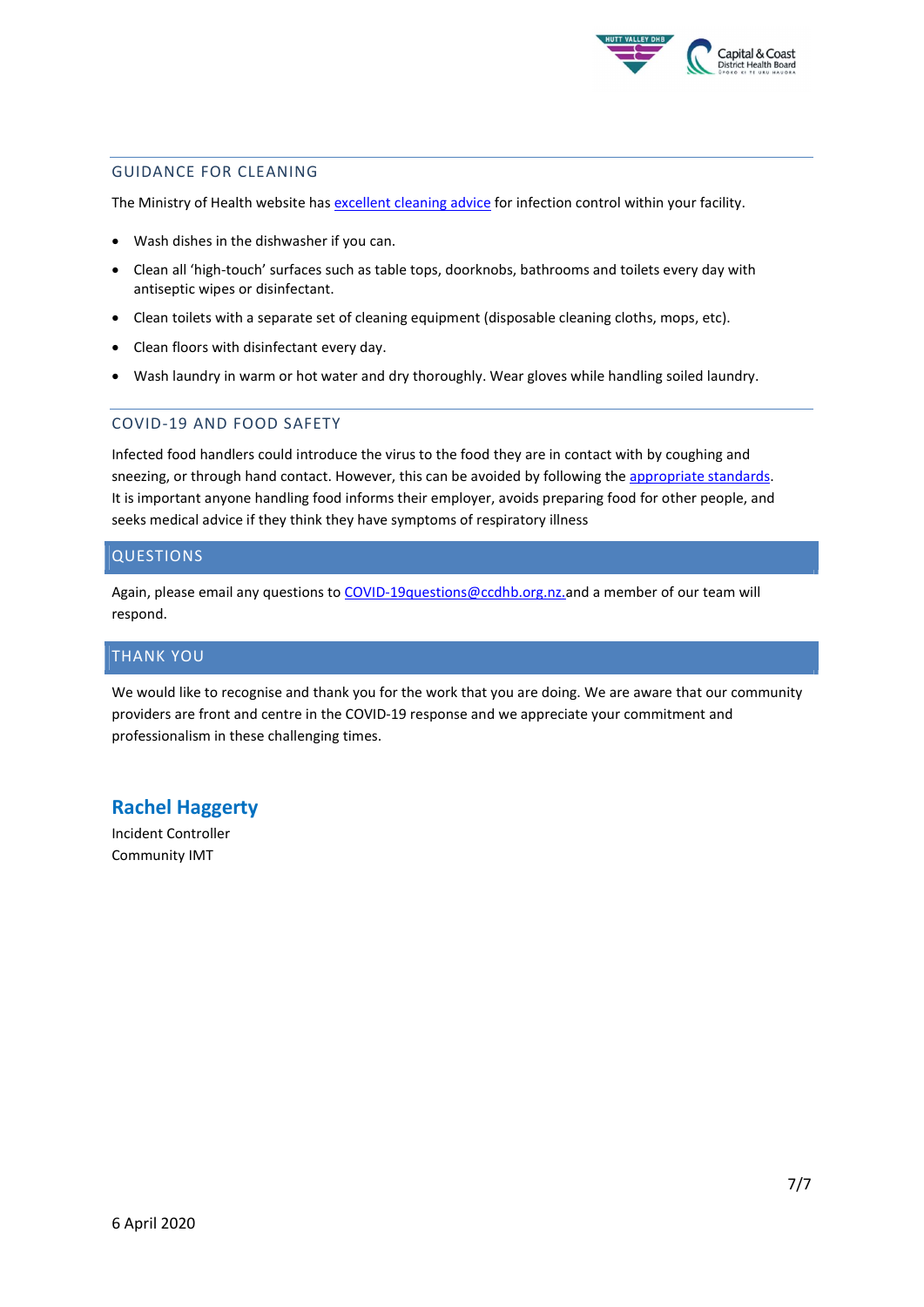## GUIDANCE FOR CLEANING

The Ministry of Health website has excellent cleaning advice for infection control within your facility.

- Wash dishes in the dishwasher if you can.
- Clean all 'high-touch' surfaces such as table tops, doorknobs, bathrooms and toilets every day with antiseptic wipes or disinfectant.
- Clean toilets with a separate set of cleaning equipment (disposable cleaning cloths, mops, etc).
- Clean floors with disinfectant every day.
- Wash laundry in warm or hot water and dry thoroughly. Wear gloves while handling soiled laundry.

## COVID-19 AND FOOD SAFETY

Infected food handlers could introduce the virus to the food they are in contact with by coughing and sneezing, or through hand contact. However, this can be avoided by following the appropriate standards. It is important anyone handling food informs their employer, avoids preparing food for other people, and seeks medical advice if they think they have symptoms of respiratory illness

## QUESTIONS

Again, please email any questions to COVID-19questions@ccdhb.org.nz.and a member of our team will respond.

## THANK YOU

We would like to recognise and thank you for the work that you are doing. We are aware that our community providers are front and centre in the COVID-19 response and we appreciate your commitment and professionalism in these challenging times.

**Rachel Haggerty**

Incident Controller
Community IMT

6 April 2020